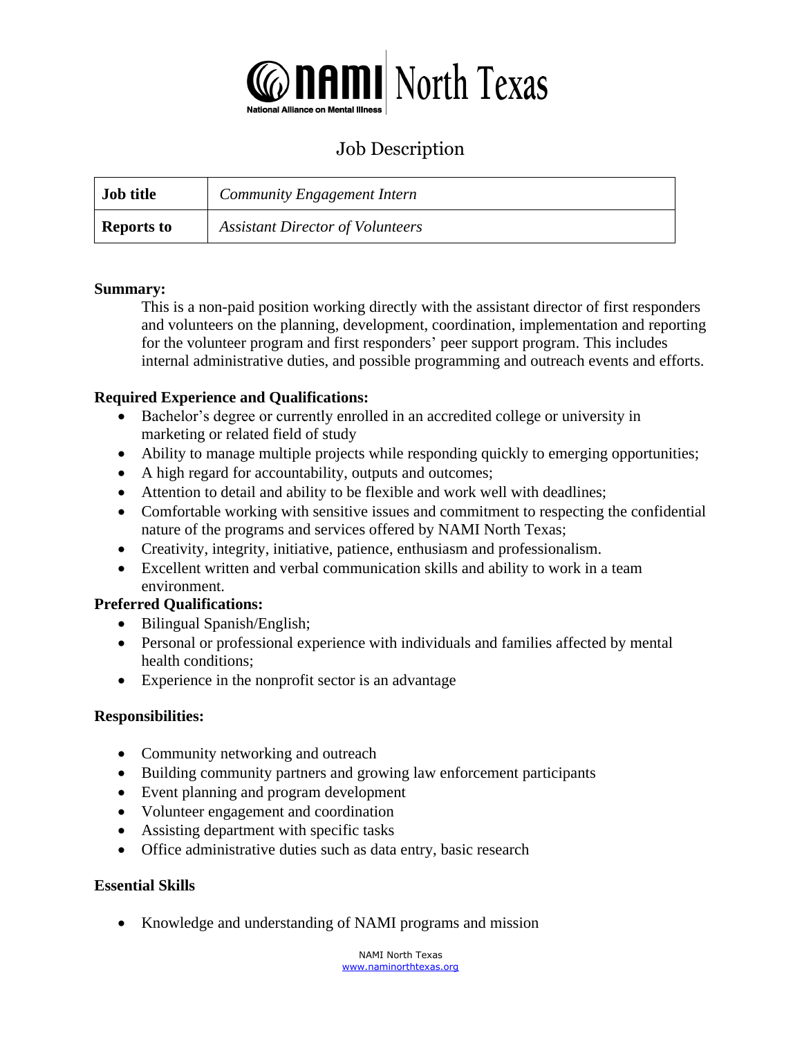NAMI North Texas
National Alliance on Mental Illness

# Job Description

| **Job title** | *Community Engagement Intern* |
|---|---|
| **Reports to** | *Assistant Director of Volunteers* |

**Summary:**

This is a non-paid position working directly with the assistant director of first responders and volunteers on the planning, development, coordination, implementation and reporting for the volunteer program and first responders' peer support program. This includes internal administrative duties, and possible programming and outreach events and efforts.

**Required Experience and Qualifications:**

- Bachelor's degree or currently enrolled in an accredited college or university in marketing or related field of study
- Ability to manage multiple projects while responding quickly to emerging opportunities;
- A high regard for accountability, outputs and outcomes;
- Attention to detail and ability to be flexible and work well with deadlines;
- Comfortable working with sensitive issues and commitment to respecting the confidential nature of the programs and services offered by NAMI North Texas;
- Creativity, integrity, initiative, patience, enthusiasm and professionalism.
- Excellent written and verbal communication skills and ability to work in a team environment.

**Preferred Qualifications:**

- Bilingual Spanish/English;
- Personal or professional experience with individuals and families affected by mental health conditions;
- Experience in the nonprofit sector is an advantage

**Responsibilities:**

- Community networking and outreach
- Building community partners and growing law enforcement participants
- Event planning and program development
- Volunteer engagement and coordination
- Assisting department with specific tasks
- Office administrative duties such as data entry, basic research

**Essential Skills**

- Knowledge and understanding of NAMI programs and mission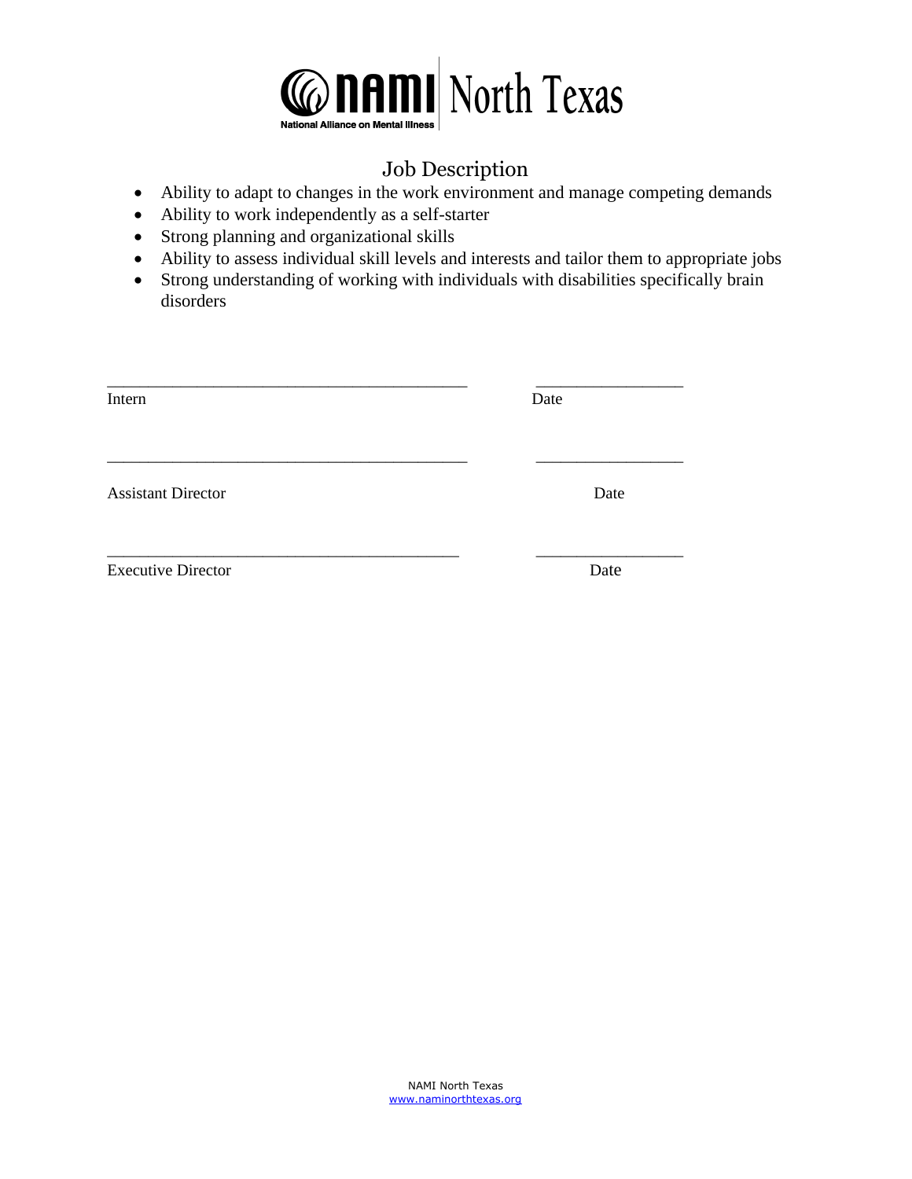NAMI North Texas

National Alliance on Mental Illness

## Job Description

- Ability to adapt to changes in the work environment and manage competing demands
- Ability to work independently as a self-starter
- Strong planning and organizational skills
- Ability to assess individual skill levels and interests and tailor them to appropriate jobs
- Strong understanding of working with individuals with disabilities specifically brain disorders

\_\_\_\_\_\_\_\_\_\_\_\_\_\_\_\_\_\_\_\_\_\_\_\_\_\_\_\_\_\_\_\_\_\_\_\_\_\_\_\_\_\_\_\_ \_\_\_\_\_\_\_\_\_\_\_\_\_\_\_\_\_\_

Intern Date

\_\_\_\_\_\_\_\_\_\_\_\_\_\_\_\_\_\_\_\_\_\_\_\_\_\_\_\_\_\_\_\_\_\_\_\_\_\_\_\_\_\_\_\_ \_\_\_\_\_\_\_\_\_\_\_\_\_\_\_\_\_\_

Assistant Director Date

\_\_\_\_\_\_\_\_\_\_\_\_\_\_\_\_\_\_\_\_\_\_\_\_\_\_\_\_\_\_\_\_\_\_\_\_\_\_\_\_\_\_\_ \_\_\_\_\_\_\_\_\_\_\_\_\_\_\_\_\_\_

Executive Director Date

NAMI North Texas
www.naminorthtexas.org